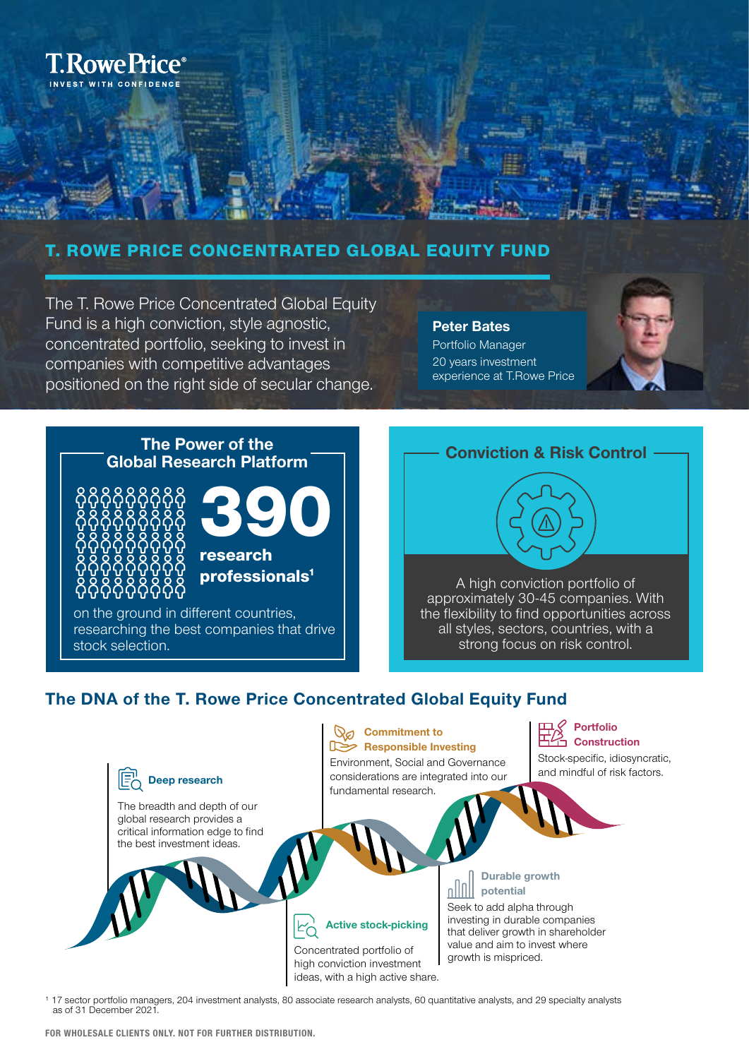T.RowePrice®
INVEST WITH CONFIDENCE

# T. ROWE PRICE CONCENTRATED GLOBAL EQUITY FUND

The T. Rowe Price Concentrated Global Equity Fund is a high conviction, style agnostic, concentrated portfolio, seeking to invest in companies with competitive advantages positioned on the right side of secular change.

**Peter Bates**
Portfolio Manager
20 years investment experience at T.Rowe Price

## The Power of the Global Research Platform

**390 research professionals**[1]

on the ground in different countries, researching the best companies that drive stock selection.

## Conviction & Risk Control

A high conviction portfolio of approximately 30-45 companies. With the flexibility to find opportunities across all styles, sectors, countries, with a strong focus on risk control.

## The DNA of the T. Rowe Price Concentrated Global Equity Fund

**Deep research**

The breadth and depth of our global research provides a critical information edge to find the best investment ideas.

**Commitment to Responsible Investing**

Environment, Social and Governance considerations are integrated into our fundamental research.

**Portfolio Construction**

Stock-specific, idiosyncratic, and mindful of risk factors.

**Active stock-picking**

Concentrated portfolio of high conviction investment ideas, with a high active share.

**Durable growth potential**

Seek to add alpha through investing in durable companies that deliver growth in shareholder value and aim to invest where growth is mispriced.

[1] 17 sector portfolio managers, 204 investment analysts, 80 associate research analysts, 60 quantitative analysts, and 29 specialty analysts as of 31 December 2021.

FOR WHOLESALE CLIENTS ONLY. NOT FOR FURTHER DISTRIBUTION.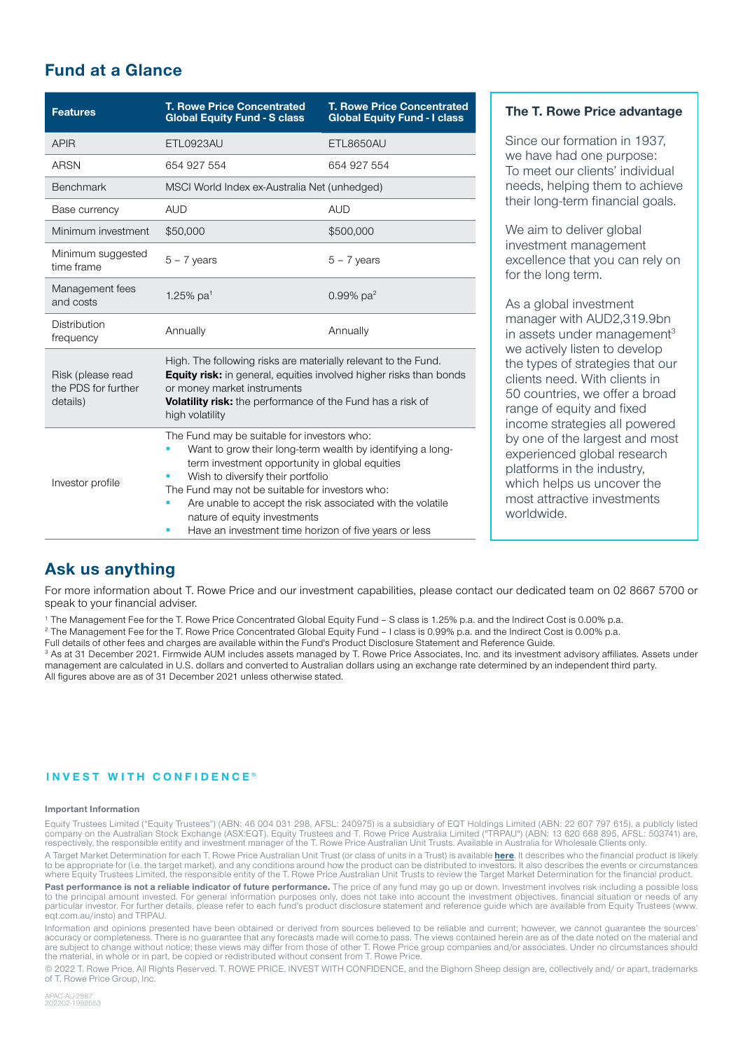## Fund at a Glance

| Features | T. Rowe Price Concentrated Global Equity Fund - S class | T. Rowe Price Concentrated Global Equity Fund - I class |
|---|---|---|
| APIR | ETL0923AU | ETL8650AU |
| ARSN | 654 927 554 | 654 927 554 |
| Benchmark | MSCI World Index ex-Australia Net (unhedged) | |
| Base currency | AUD | AUD |
| Minimum investment | $50,000 | $500,000 |
| Minimum suggested time frame | 5 – 7 years | 5 – 7 years |
| Management fees and costs | 1.25% pa[1] | 0.99% pa[2] |
| Distribution frequency | Annually | Annually |
| Risk (please read the PDS for further details) | High. The following risks are materially relevant to the Fund. **Equity risk:** in general, equities involved higher risks than bonds or money market instruments **Volatility risk:** the performance of the Fund has a risk of high volatility | |
| Investor profile | The Fund may be suitable for investors who: ▪ Want to grow their long-term wealth by identifying a long-term investment opportunity in global equities ▪ Wish to diversify their portfolio The Fund may not be suitable for investors who: ▪ Are unable to accept the risk associated with the volatile nature of equity investments ▪ Have an investment time horizon of five years or less | |

### The T. Rowe Price advantage

Since our formation in 1937, we have had one purpose: To meet our clients' individual needs, helping them to achieve their long-term financial goals.

We aim to deliver global investment management excellence that you can rely on for the long term.

As a global investment manager with AUD2,319.9bn in assets under management[3] we actively listen to develop the types of strategies that our clients need. With clients in 50 countries, we offer a broad range of equity and fixed income strategies all powered by one of the largest and most experienced global research platforms in the industry, which helps us uncover the most attractive investments worldwide.

## Ask us anything

For more information about T. Rowe Price and our investment capabilities, please contact our dedicated team on 02 8667 5700 or speak to your financial adviser.

[1] The Management Fee for the T. Rowe Price Concentrated Global Equity Fund – S class is 1.25% p.a. and the Indirect Cost is 0.00% p.a.
[2] The Management Fee for the T. Rowe Price Concentrated Global Equity Fund – I class is 0.99% p.a. and the Indirect Cost is 0.00% p.a.
Full details of other fees and charges are available within the Fund's Product Disclosure Statement and Reference Guide.
[3] As at 31 December 2021. Firmwide AUM includes assets managed by T. Rowe Price Associates, Inc. and its investment advisory affiliates. Assets under management are calculated in U.S. dollars and converted to Australian dollars using an exchange rate determined by an independent third party.
All figures above are as of 31 December 2021 unless otherwise stated.

**INVEST WITH CONFIDENCE®**

**Important Information**

Equity Trustees Limited ("Equity Trustees") (ABN: 46 004 031 298, AFSL: 240975) is a subsidiary of EQT Holdings Limited (ABN: 22 607 797 615), a publicly listed company on the Australian Stock Exchange (ASX:EQT). Equity Trustees and T. Rowe Price Australia Limited ("TRPAU") (ABN: 13 620 668 895, AFSL: 503741) are, respectively, the responsible entity and investment manager of the T. Rowe Price Australian Unit Trusts. Available in Australia for Wholesale Clients only.

A Target Market Determination for each T. Rowe Price Australian Unit Trust (or class of units in a Trust) is available **here**. It describes who the financial product is likely to be appropriate for (i.e. the target market), and any conditions around how the product can be distributed to investors. It also describes the events or circumstances where Equity Trustees Limited, the responsible entity of the T. Rowe Price Australian Unit Trusts to review the Target Market Determination for the financial product.

**Past performance is not a reliable indicator of future performance.** The price of any fund may go up or down. Investment involves risk including a possible loss to the principal amount invested. For general information purposes only, does not take into account the investment objectives, financial situation or needs of any particular investor. For further details, please refer to each fund's product disclosure statement and reference guide which are available from Equity Trustees (www.eqt.com.au/insto) and TRPAU.

Information and opinions presented have been obtained or derived from sources believed to be reliable and current; however, we cannot guarantee the sources' accuracy or completeness. There is no guarantee that any forecasts made will come to pass. The views contained herein are as of the date noted on the material and are subject to change without notice; these views may differ from those of other T. Rowe Price group companies and/or associates. Under no circumstances should the material, in whole or in part, be copied or redistributed without consent from T. Rowe Price.

© 2022 T. Rowe Price. All Rights Reserved. T. ROWE PRICE, INVEST WITH CONFIDENCE, and the Bighorn Sheep design are, collectively and/ or apart, trademarks of T. Rowe Price Group, Inc.

APAC-AU-2887
202202-1992553